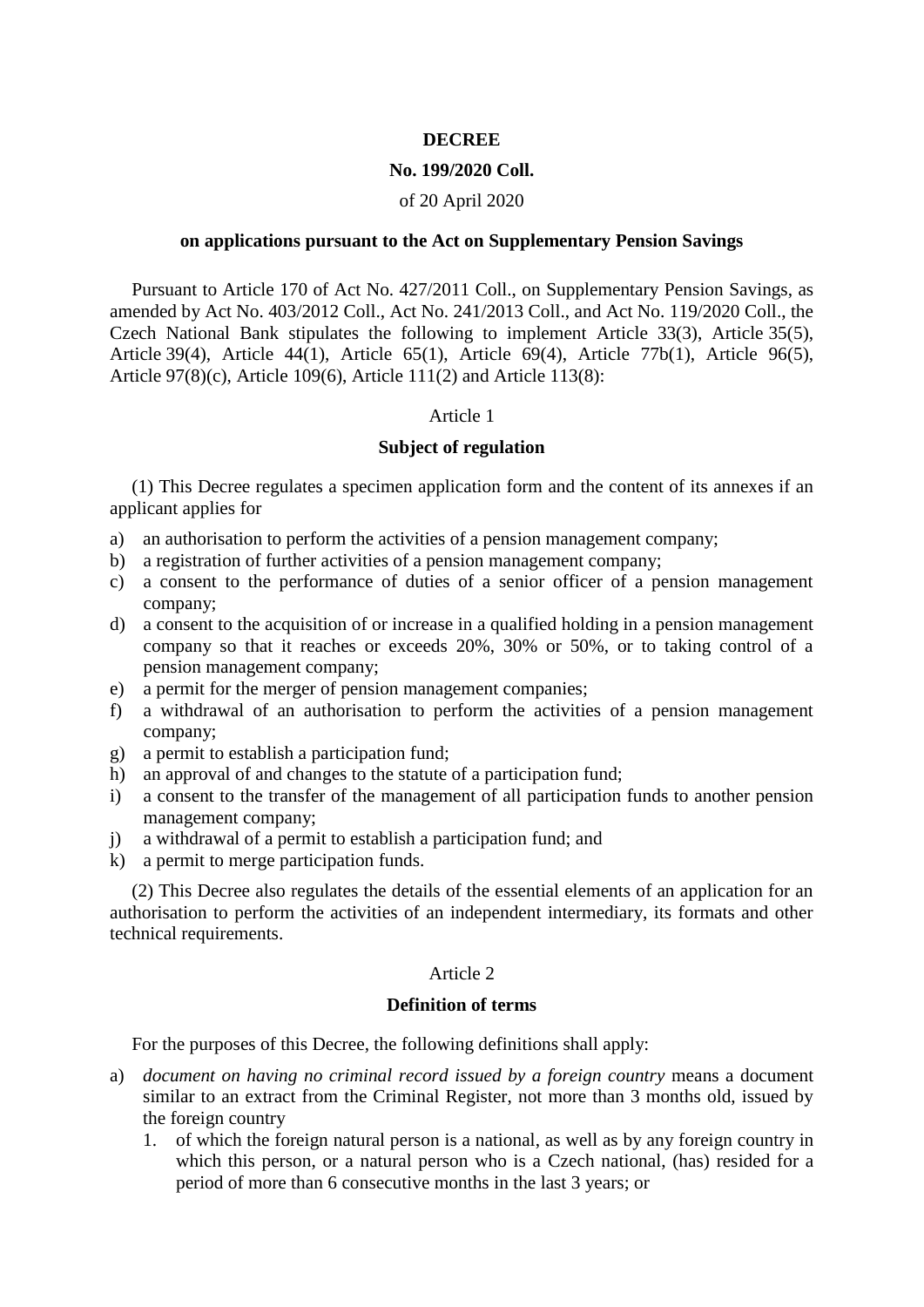# DECREE

## No. 199/2020 Coll.

of 20 April 2020

**on applications pursuant to the Act on Supplementary Pension Savings**

Pursuant to Article 170 of Act No. 427/2011 Coll., on Supplementary Pension Savings, as amended by Act No. 403/2012 Coll., Act No. 241/2013 Coll., and Act No. 119/2020 Coll., the Czech National Bank stipulates the following to implement Article 33(3), Article 35(5), Article 39(4), Article 44(1), Article 65(1), Article 69(4), Article 77b(1), Article 96(5), Article 97(8)(c), Article 109(6), Article 111(2) and Article 113(8):

Article 1

**Subject of regulation**

(1) This Decree regulates a specimen application form and the content of its annexes if an applicant applies for

a) an authorisation to perform the activities of a pension management company;
b) a registration of further activities of a pension management company;
c) a consent to the performance of duties of a senior officer of a pension management company;
d) a consent to the acquisition of or increase in a qualified holding in a pension management company so that it reaches or exceeds 20%, 30% or 50%, or to taking control of a pension management company;
e) a permit for the merger of pension management companies;
f) a withdrawal of an authorisation to perform the activities of a pension management company;
g) a permit to establish a participation fund;
h) an approval of and changes to the statute of a participation fund;
i) a consent to the transfer of the management of all participation funds to another pension management company;
j) a withdrawal of a permit to establish a participation fund; and
k) a permit to merge participation funds.

(2) This Decree also regulates the details of the essential elements of an application for an authorisation to perform the activities of an independent intermediary, its formats and other technical requirements.

Article 2

**Definition of terms**

For the purposes of this Decree, the following definitions shall apply:

a) *document on having no criminal record issued by a foreign country* means a document similar to an extract from the Criminal Register, not more than 3 months old, issued by the foreign country
   1. of which the foreign natural person is a national, as well as by any foreign country in which this person, or a natural person who is a Czech national, (has) resided for a period of more than 6 consecutive months in the last 3 years; or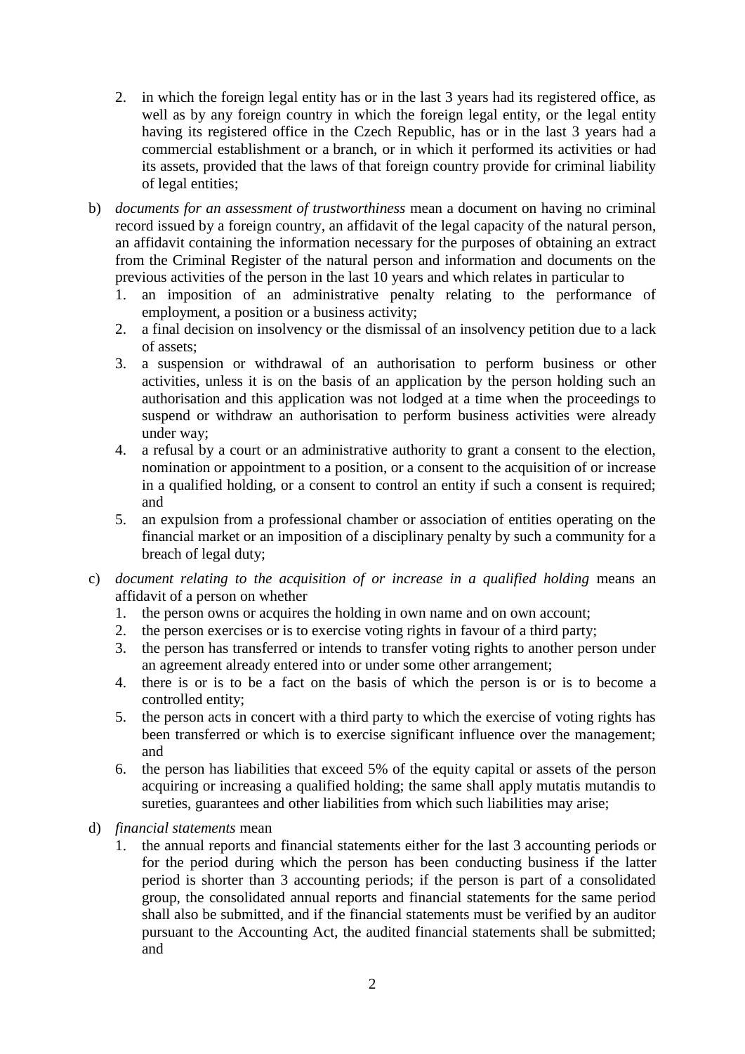2. in which the foreign legal entity has or in the last 3 years had its registered office, as well as by any foreign country in which the foreign legal entity, or the legal entity having its registered office in the Czech Republic, has or in the last 3 years had a commercial establishment or a branch, or in which it performed its activities or had its assets, provided that the laws of that foreign country provide for criminal liability of legal entities;

b) *documents for an assessment of trustworthiness* mean a document on having no criminal record issued by a foreign country, an affidavit of the legal capacity of the natural person, an affidavit containing the information necessary for the purposes of obtaining an extract from the Criminal Register of the natural person and information and documents on the previous activities of the person in the last 10 years and which relates in particular to
   1. an imposition of an administrative penalty relating to the performance of employment, a position or a business activity;
   2. a final decision on insolvency or the dismissal of an insolvency petition due to a lack of assets;
   3. a suspension or withdrawal of an authorisation to perform business or other activities, unless it is on the basis of an application by the person holding such an authorisation and this application was not lodged at a time when the proceedings to suspend or withdraw an authorisation to perform business activities were already under way;
   4. a refusal by a court or an administrative authority to grant a consent to the election, nomination or appointment to a position, or a consent to the acquisition of or increase in a qualified holding, or a consent to control an entity if such a consent is required; and
   5. an expulsion from a professional chamber or association of entities operating on the financial market or an imposition of a disciplinary penalty by such a community for a breach of legal duty;

c) *document relating to the acquisition of or increase in a qualified holding* means an affidavit of a person on whether
   1. the person owns or acquires the holding in own name and on own account;
   2. the person exercises or is to exercise voting rights in favour of a third party;
   3. the person has transferred or intends to transfer voting rights to another person under an agreement already entered into or under some other arrangement;
   4. there is or is to be a fact on the basis of which the person is or is to become a controlled entity;
   5. the person acts in concert with a third party to which the exercise of voting rights has been transferred or which is to exercise significant influence over the management; and
   6. the person has liabilities that exceed 5% of the equity capital or assets of the person acquiring or increasing a qualified holding; the same shall apply mutatis mutandis to sureties, guarantees and other liabilities from which such liabilities may arise;

d) *financial statements* mean
   1. the annual reports and financial statements either for the last 3 accounting periods or for the period during which the person has been conducting business if the latter period is shorter than 3 accounting periods; if the person is part of a consolidated group, the consolidated annual reports and financial statements for the same period shall also be submitted, and if the financial statements must be verified by an auditor pursuant to the Accounting Act, the audited financial statements shall be submitted; and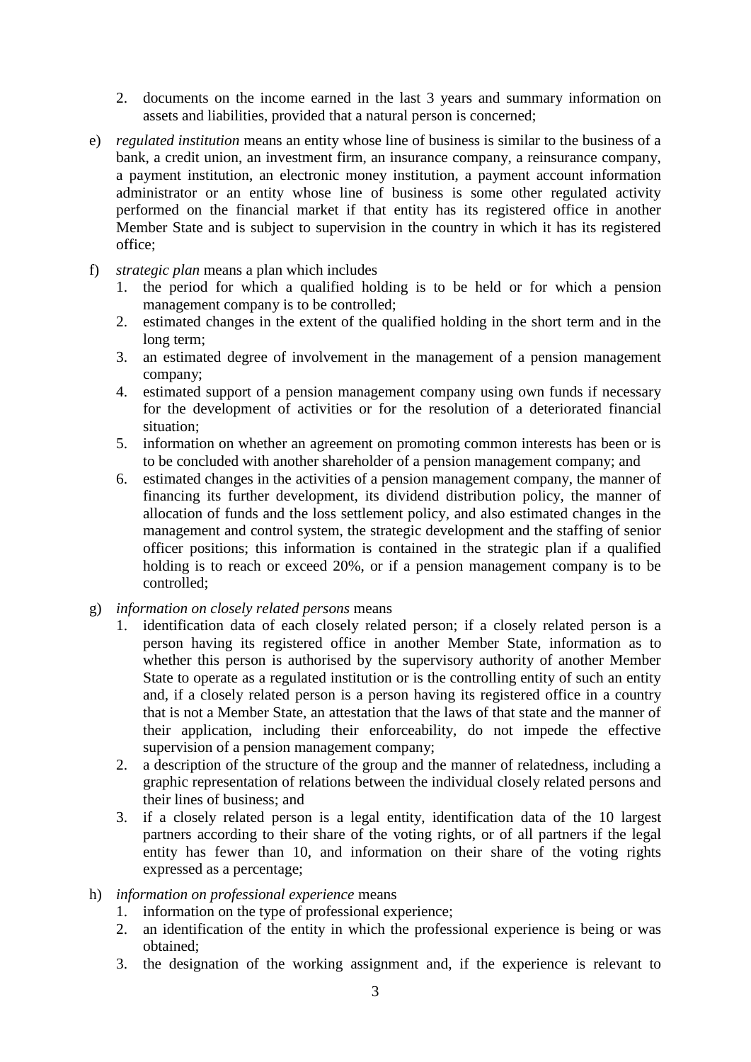2. documents on the income earned in the last 3 years and summary information on assets and liabilities, provided that a natural person is concerned;

e) *regulated institution* means an entity whose line of business is similar to the business of a bank, a credit union, an investment firm, an insurance company, a reinsurance company, a payment institution, an electronic money institution, a payment account information administrator or an entity whose line of business is some other regulated activity performed on the financial market if that entity has its registered office in another Member State and is subject to supervision in the country in which it has its registered office;

f) *strategic plan* means a plan which includes
   1. the period for which a qualified holding is to be held or for which a pension management company is to be controlled;
   2. estimated changes in the extent of the qualified holding in the short term and in the long term;
   3. an estimated degree of involvement in the management of a pension management company;
   4. estimated support of a pension management company using own funds if necessary for the development of activities or for the resolution of a deteriorated financial situation;
   5. information on whether an agreement on promoting common interests has been or is to be concluded with another shareholder of a pension management company; and
   6. estimated changes in the activities of a pension management company, the manner of financing its further development, its dividend distribution policy, the manner of allocation of funds and the loss settlement policy, and also estimated changes in the management and control system, the strategic development and the staffing of senior officer positions; this information is contained in the strategic plan if a qualified holding is to reach or exceed 20%, or if a pension management company is to be controlled;

g) *information on closely related persons* means
   1. identification data of each closely related person; if a closely related person is a person having its registered office in another Member State, information as to whether this person is authorised by the supervisory authority of another Member State to operate as a regulated institution or is the controlling entity of such an entity and, if a closely related person is a person having its registered office in a country that is not a Member State, an attestation that the laws of that state and the manner of their application, including their enforceability, do not impede the effective supervision of a pension management company;
   2. a description of the structure of the group and the manner of relatedness, including a graphic representation of relations between the individual closely related persons and their lines of business; and
   3. if a closely related person is a legal entity, identification data of the 10 largest partners according to their share of the voting rights, or of all partners if the legal entity has fewer than 10, and information on their share of the voting rights expressed as a percentage;

h) *information on professional experience* means
   1. information on the type of professional experience;
   2. an identification of the entity in which the professional experience is being or was obtained;
   3. the designation of the working assignment and, if the experience is relevant to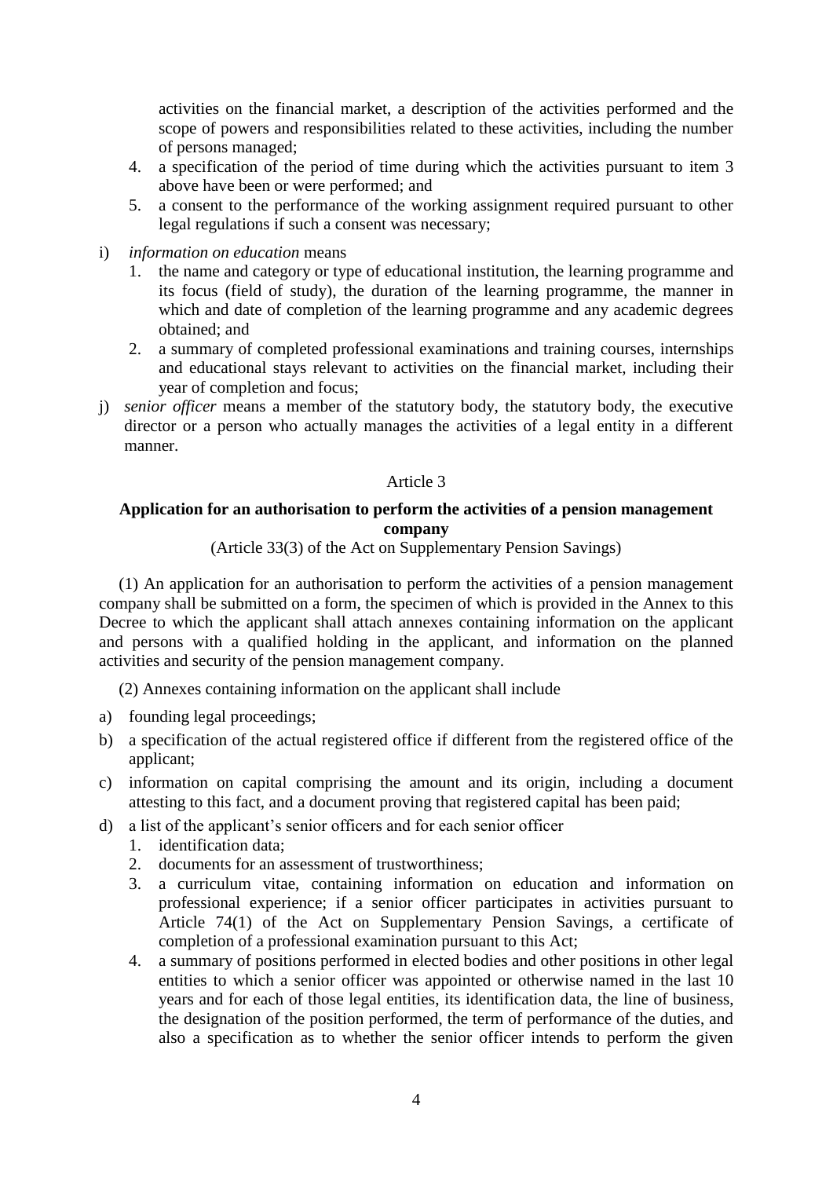activities on the financial market, a description of the activities performed and the scope of powers and responsibilities related to these activities, including the number of persons managed;

4. a specification of the period of time during which the activities pursuant to item 3 above have been or were performed; and
5. a consent to the performance of the working assignment required pursuant to other legal regulations if such a consent was necessary;

i) *information on education* means
   1. the name and category or type of educational institution, the learning programme and its focus (field of study), the duration of the learning programme, the manner in which and date of completion of the learning programme and any academic degrees obtained; and
   2. a summary of completed professional examinations and training courses, internships and educational stays relevant to activities on the financial market, including their year of completion and focus;

j) *senior officer* means a member of the statutory body, the statutory body, the executive director or a person who actually manages the activities of a legal entity in a different manner.

Article 3

**Application for an authorisation to perform the activities of a pension management company**

(Article 33(3) of the Act on Supplementary Pension Savings)

(1) An application for an authorisation to perform the activities of a pension management company shall be submitted on a form, the specimen of which is provided in the Annex to this Decree to which the applicant shall attach annexes containing information on the applicant and persons with a qualified holding in the applicant, and information on the planned activities and security of the pension management company.

(2) Annexes containing information on the applicant shall include

a) founding legal proceedings;
b) a specification of the actual registered office if different from the registered office of the applicant;
c) information on capital comprising the amount and its origin, including a document attesting to this fact, and a document proving that registered capital has been paid;
d) a list of the applicant's senior officers and for each senior officer
   1. identification data;
   2. documents for an assessment of trustworthiness;
   3. a curriculum vitae, containing information on education and information on professional experience; if a senior officer participates in activities pursuant to Article 74(1) of the Act on Supplementary Pension Savings, a certificate of completion of a professional examination pursuant to this Act;
   4. a summary of positions performed in elected bodies and other positions in other legal entities to which a senior officer was appointed or otherwise named in the last 10 years and for each of those legal entities, its identification data, the line of business, the designation of the position performed, the term of performance of the duties, and also a specification as to whether the senior officer intends to perform the given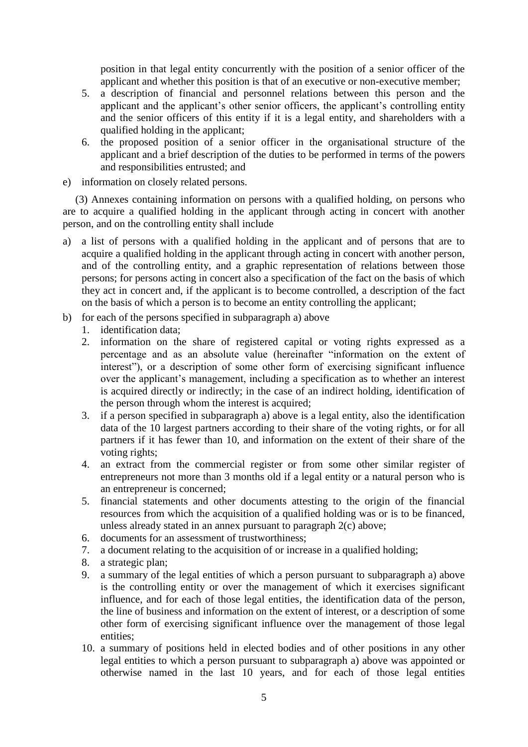position in that legal entity concurrently with the position of a senior officer of the applicant and whether this position is that of an executive or non-executive member;

5. a description of financial and personnel relations between this person and the applicant and the applicant's other senior officers, the applicant's controlling entity and the senior officers of this entity if it is a legal entity, and shareholders with a qualified holding in the applicant;
6. the proposed position of a senior officer in the organisational structure of the applicant and a brief description of the duties to be performed in terms of the powers and responsibilities entrusted; and

e) information on closely related persons.

(3) Annexes containing information on persons with a qualified holding, on persons who are to acquire a qualified holding in the applicant through acting in concert with another person, and on the controlling entity shall include

a) a list of persons with a qualified holding in the applicant and of persons that are to acquire a qualified holding in the applicant through acting in concert with another person, and of the controlling entity, and a graphic representation of relations between those persons; for persons acting in concert also a specification of the fact on the basis of which they act in concert and, if the applicant is to become controlled, a description of the fact on the basis of which a person is to become an entity controlling the applicant;
b) for each of the persons specified in subparagraph a) above
   1. identification data;
   2. information on the share of registered capital or voting rights expressed as a percentage and as an absolute value (hereinafter "information on the extent of interest"), or a description of some other form of exercising significant influence over the applicant's management, including a specification as to whether an interest is acquired directly or indirectly; in the case of an indirect holding, identification of the person through whom the interest is acquired;
   3. if a person specified in subparagraph a) above is a legal entity, also the identification data of the 10 largest partners according to their share of the voting rights, or for all partners if it has fewer than 10, and information on the extent of their share of the voting rights;
   4. an extract from the commercial register or from some other similar register of entrepreneurs not more than 3 months old if a legal entity or a natural person who is an entrepreneur is concerned;
   5. financial statements and other documents attesting to the origin of the financial resources from which the acquisition of a qualified holding was or is to be financed, unless already stated in an annex pursuant to paragraph 2(c) above;
   6. documents for an assessment of trustworthiness;
   7. a document relating to the acquisition of or increase in a qualified holding;
   8. a strategic plan;
   9. a summary of the legal entities of which a person pursuant to subparagraph a) above is the controlling entity or over the management of which it exercises significant influence, and for each of those legal entities, the identification data of the person, the line of business and information on the extent of interest, or a description of some other form of exercising significant influence over the management of those legal entities;
   10. a summary of positions held in elected bodies and of other positions in any other legal entities to which a person pursuant to subparagraph a) above was appointed or otherwise named in the last 10 years, and for each of those legal entities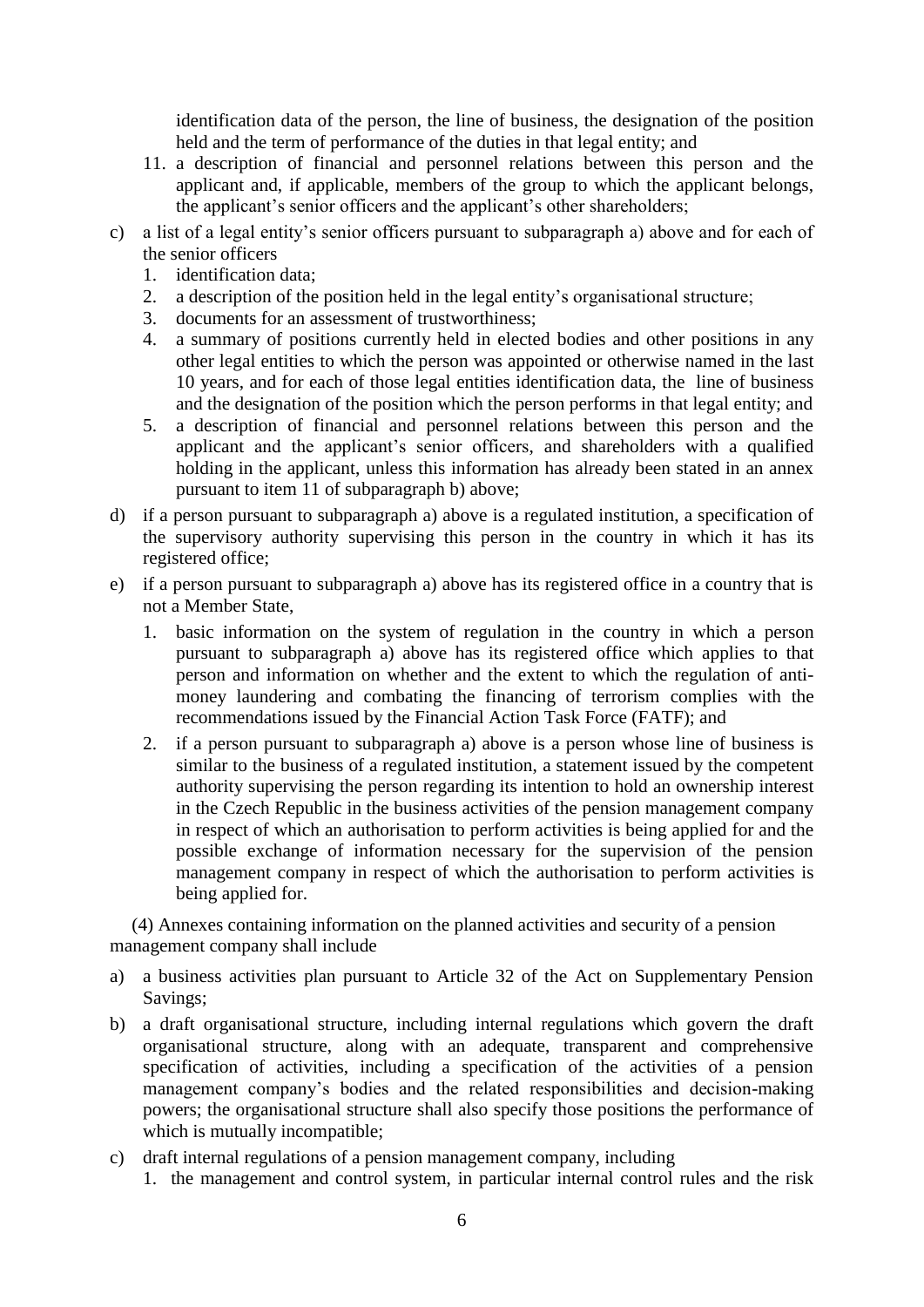identification data of the person, the line of business, the designation of the position held and the term of performance of the duties in that legal entity; and

11. a description of financial and personnel relations between this person and the applicant and, if applicable, members of the group to which the applicant belongs, the applicant's senior officers and the applicant's other shareholders;

c) a list of a legal entity's senior officers pursuant to subparagraph a) above and for each of the senior officers
   1. identification data;
   2. a description of the position held in the legal entity's organisational structure;
   3. documents for an assessment of trustworthiness;
   4. a summary of positions currently held in elected bodies and other positions in any other legal entities to which the person was appointed or otherwise named in the last 10 years, and for each of those legal entities identification data, the line of business and the designation of the position which the person performs in that legal entity; and
   5. a description of financial and personnel relations between this person and the applicant and the applicant's senior officers, and shareholders with a qualified holding in the applicant, unless this information has already been stated in an annex pursuant to item 11 of subparagraph b) above;

d) if a person pursuant to subparagraph a) above is a regulated institution, a specification of the supervisory authority supervising this person in the country in which it has its registered office;

e) if a person pursuant to subparagraph a) above has its registered office in a country that is not a Member State,
   1. basic information on the system of regulation in the country in which a person pursuant to subparagraph a) above has its registered office which applies to that person and information on whether and the extent to which the regulation of anti-money laundering and combating the financing of terrorism complies with the recommendations issued by the Financial Action Task Force (FATF); and
   2. if a person pursuant to subparagraph a) above is a person whose line of business is similar to the business of a regulated institution, a statement issued by the competent authority supervising the person regarding its intention to hold an ownership interest in the Czech Republic in the business activities of the pension management company in respect of which an authorisation to perform activities is being applied for and the possible exchange of information necessary for the supervision of the pension management company in respect of which the authorisation to perform activities is being applied for.

(4) Annexes containing information on the planned activities and security of a pension management company shall include

a) a business activities plan pursuant to Article 32 of the Act on Supplementary Pension Savings;

b) a draft organisational structure, including internal regulations which govern the draft organisational structure, along with an adequate, transparent and comprehensive specification of activities, including a specification of the activities of a pension management company's bodies and the related responsibilities and decision-making powers; the organisational structure shall also specify those positions the performance of which is mutually incompatible;

c) draft internal regulations of a pension management company, including
   1. the management and control system, in particular internal control rules and the risk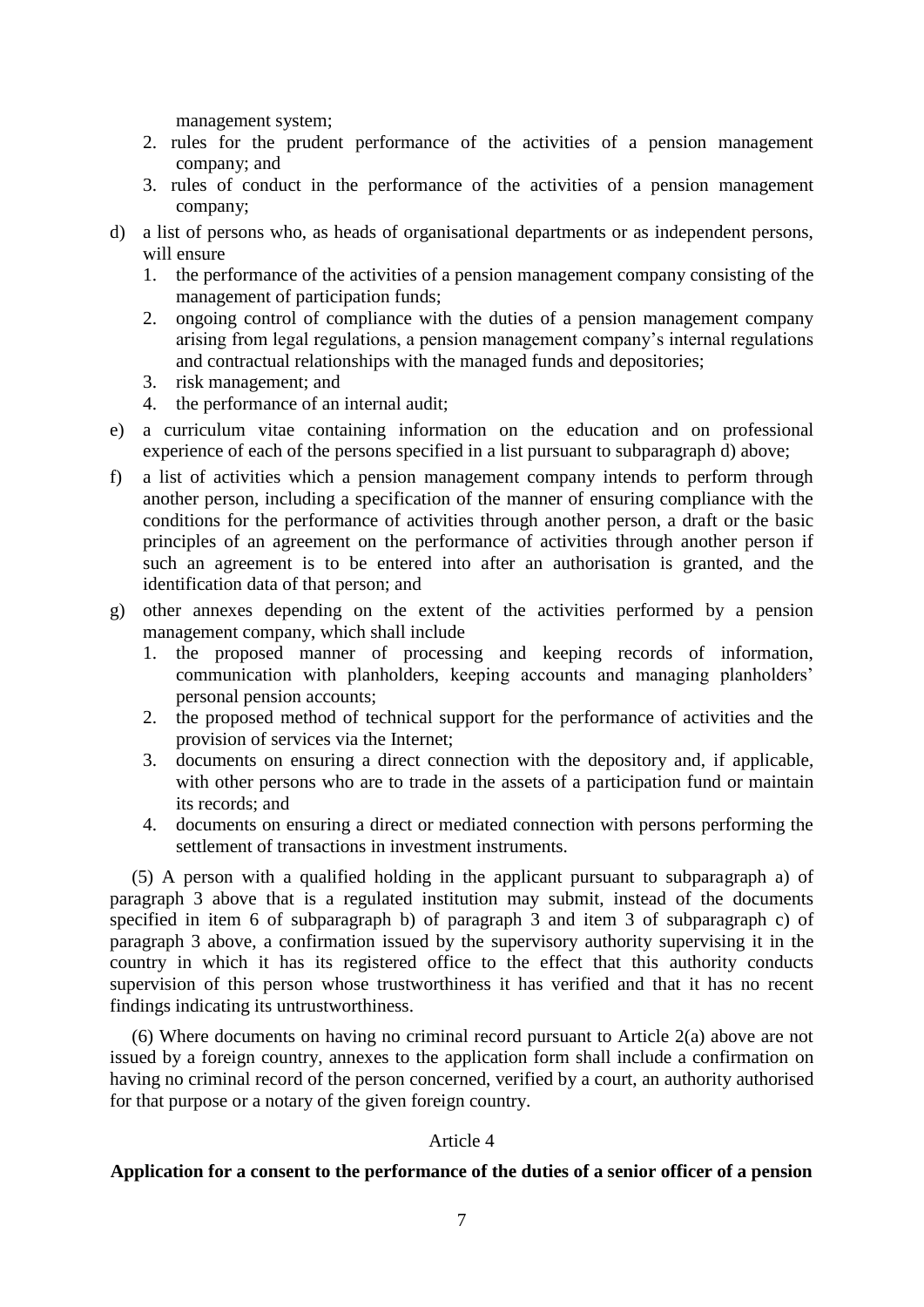management system;

2. rules for the prudent performance of the activities of a pension management company; and
3. rules of conduct in the performance of the activities of a pension management company;

d) a list of persons who, as heads of organisational departments or as independent persons, will ensure
   1. the performance of the activities of a pension management company consisting of the management of participation funds;
   2. ongoing control of compliance with the duties of a pension management company arising from legal regulations, a pension management company's internal regulations and contractual relationships with the managed funds and depositories;
   3. risk management; and
   4. the performance of an internal audit;

e) a curriculum vitae containing information on the education and on professional experience of each of the persons specified in a list pursuant to subparagraph d) above;

f) a list of activities which a pension management company intends to perform through another person, including a specification of the manner of ensuring compliance with the conditions for the performance of activities through another person, a draft or the basic principles of an agreement on the performance of activities through another person if such an agreement is to be entered into after an authorisation is granted, and the identification data of that person; and

g) other annexes depending on the extent of the activities performed by a pension management company, which shall include
   1. the proposed manner of processing and keeping records of information, communication with planholders, keeping accounts and managing planholders' personal pension accounts;
   2. the proposed method of technical support for the performance of activities and the provision of services via the Internet;
   3. documents on ensuring a direct connection with the depository and, if applicable, with other persons who are to trade in the assets of a participation fund or maintain its records; and
   4. documents on ensuring a direct or mediated connection with persons performing the settlement of transactions in investment instruments.

(5) A person with a qualified holding in the applicant pursuant to subparagraph a) of paragraph 3 above that is a regulated institution may submit, instead of the documents specified in item 6 of subparagraph b) of paragraph 3 and item 3 of subparagraph c) of paragraph 3 above, a confirmation issued by the supervisory authority supervising it in the country in which it has its registered office to the effect that this authority conducts supervision of this person whose trustworthiness it has verified and that it has no recent findings indicating its untrustworthiness.

(6) Where documents on having no criminal record pursuant to Article 2(a) above are not issued by a foreign country, annexes to the application form shall include a confirmation on having no criminal record of the person concerned, verified by a court, an authority authorised for that purpose or a notary of the given foreign country.

Article 4

**Application for a consent to the performance of the duties of a senior officer of a pension**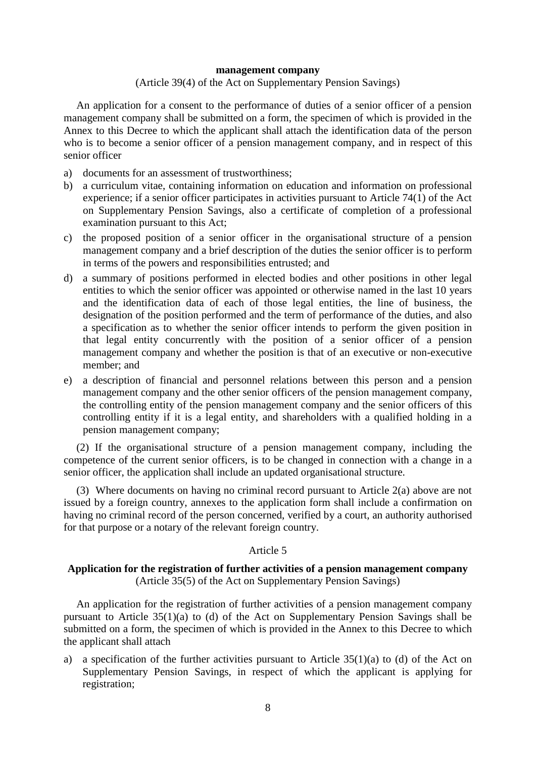**management company**

(Article 39(4) of the Act on Supplementary Pension Savings)

An application for a consent to the performance of duties of a senior officer of a pension management company shall be submitted on a form, the specimen of which is provided in the Annex to this Decree to which the applicant shall attach the identification data of the person who is to become a senior officer of a pension management company, and in respect of this senior officer

a) documents for an assessment of trustworthiness;
b) a curriculum vitae, containing information on education and information on professional experience; if a senior officer participates in activities pursuant to Article 74(1) of the Act on Supplementary Pension Savings, also a certificate of completion of a professional examination pursuant to this Act;
c) the proposed position of a senior officer in the organisational structure of a pension management company and a brief description of the duties the senior officer is to perform in terms of the powers and responsibilities entrusted; and
d) a summary of positions performed in elected bodies and other positions in other legal entities to which the senior officer was appointed or otherwise named in the last 10 years and the identification data of each of those legal entities, the line of business, the designation of the position performed and the term of performance of the duties, and also a specification as to whether the senior officer intends to perform the given position in that legal entity concurrently with the position of a senior officer of a pension management company and whether the position is that of an executive or non-executive member; and
e) a description of financial and personnel relations between this person and a pension management company and the other senior officers of the pension management company, the controlling entity of the pension management company and the senior officers of this controlling entity if it is a legal entity, and shareholders with a qualified holding in a pension management company;

(2) If the organisational structure of a pension management company, including the competence of the current senior officers, is to be changed in connection with a change in a senior officer, the application shall include an updated organisational structure.

(3) Where documents on having no criminal record pursuant to Article 2(a) above are not issued by a foreign country, annexes to the application form shall include a confirmation on having no criminal record of the person concerned, verified by a court, an authority authorised for that purpose or a notary of the relevant foreign country.

Article 5

**Application for the registration of further activities of a pension management company**

(Article 35(5) of the Act on Supplementary Pension Savings)

An application for the registration of further activities of a pension management company pursuant to Article 35(1)(a) to (d) of the Act on Supplementary Pension Savings shall be submitted on a form, the specimen of which is provided in the Annex to this Decree to which the applicant shall attach

a) a specification of the further activities pursuant to Article 35(1)(a) to (d) of the Act on Supplementary Pension Savings, in respect of which the applicant is applying for registration;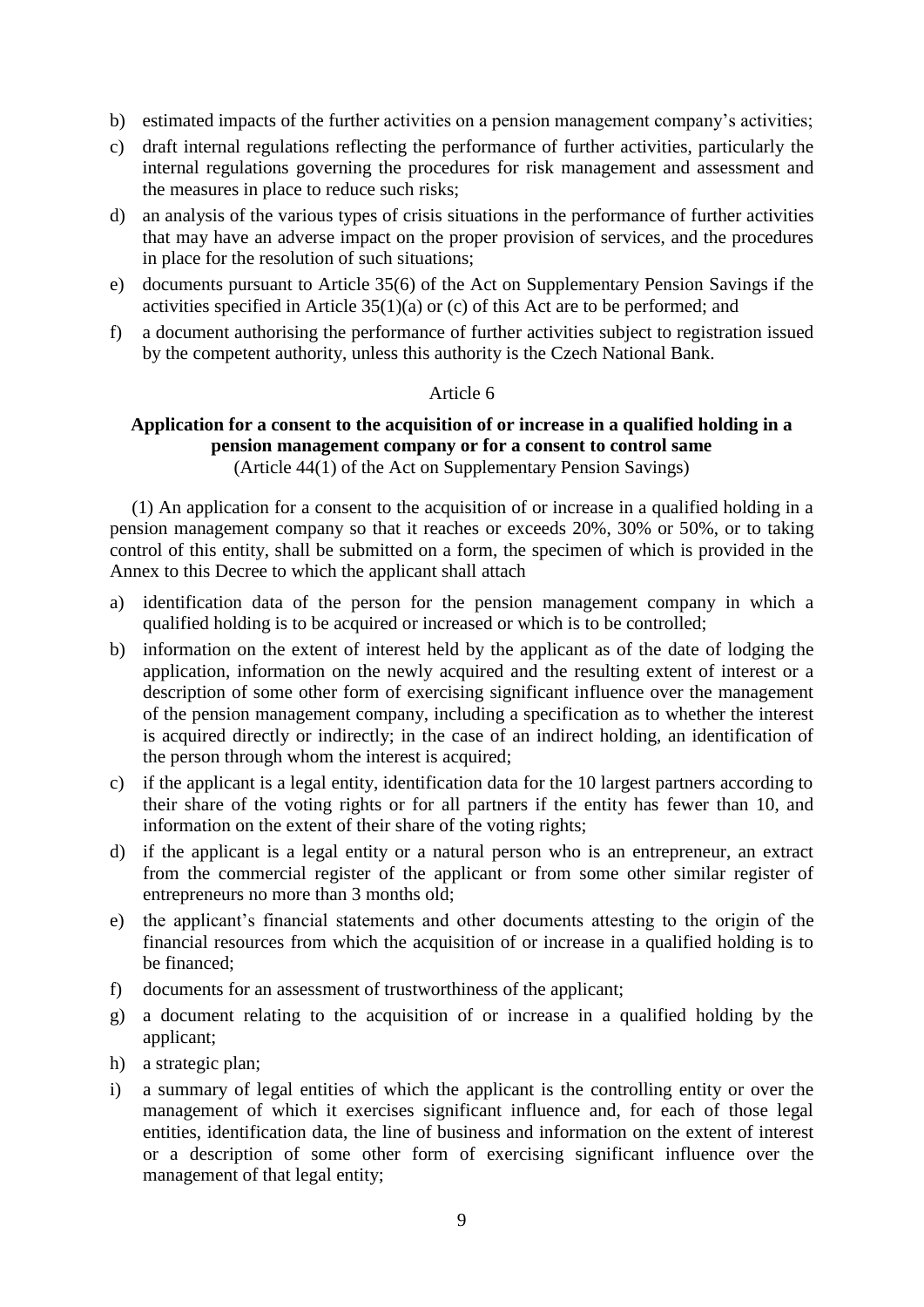b) estimated impacts of the further activities on a pension management company's activities;
c) draft internal regulations reflecting the performance of further activities, particularly the internal regulations governing the procedures for risk management and assessment and the measures in place to reduce such risks;
d) an analysis of the various types of crisis situations in the performance of further activities that may have an adverse impact on the proper provision of services, and the procedures in place for the resolution of such situations;
e) documents pursuant to Article 35(6) of the Act on Supplementary Pension Savings if the activities specified in Article 35(1)(a) or (c) of this Act are to be performed; and
f) a document authorising the performance of further activities subject to registration issued by the competent authority, unless this authority is the Czech National Bank.

Article 6

**Application for a consent to the acquisition of or increase in a qualified holding in a pension management company or for a consent to control same**

(Article 44(1) of the Act on Supplementary Pension Savings)

(1) An application for a consent to the acquisition of or increase in a qualified holding in a pension management company so that it reaches or exceeds 20%, 30% or 50%, or to taking control of this entity, shall be submitted on a form, the specimen of which is provided in the Annex to this Decree to which the applicant shall attach

a) identification data of the person for the pension management company in which a qualified holding is to be acquired or increased or which is to be controlled;
b) information on the extent of interest held by the applicant as of the date of lodging the application, information on the newly acquired and the resulting extent of interest or a description of some other form of exercising significant influence over the management of the pension management company, including a specification as to whether the interest is acquired directly or indirectly; in the case of an indirect holding, an identification of the person through whom the interest is acquired;
c) if the applicant is a legal entity, identification data for the 10 largest partners according to their share of the voting rights or for all partners if the entity has fewer than 10, and information on the extent of their share of the voting rights;
d) if the applicant is a legal entity or a natural person who is an entrepreneur, an extract from the commercial register of the applicant or from some other similar register of entrepreneurs no more than 3 months old;
e) the applicant's financial statements and other documents attesting to the origin of the financial resources from which the acquisition of or increase in a qualified holding is to be financed;
f) documents for an assessment of trustworthiness of the applicant;
g) a document relating to the acquisition of or increase in a qualified holding by the applicant;
h) a strategic plan;
i) a summary of legal entities of which the applicant is the controlling entity or over the management of which it exercises significant influence and, for each of those legal entities, identification data, the line of business and information on the extent of interest or a description of some other form of exercising significant influence over the management of that legal entity;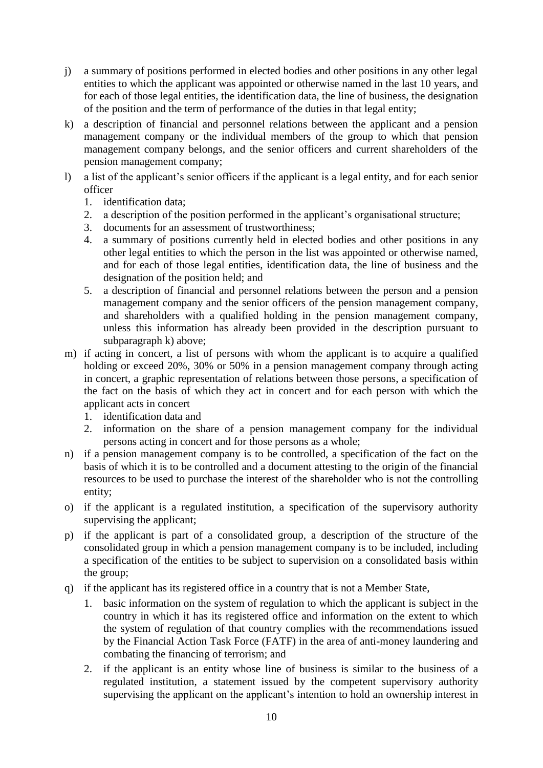j) a summary of positions performed in elected bodies and other positions in any other legal entities to which the applicant was appointed or otherwise named in the last 10 years, and for each of those legal entities, the identification data, the line of business, the designation of the position and the term of performance of the duties in that legal entity;

k) a description of financial and personnel relations between the applicant and a pension management company or the individual members of the group to which that pension management company belongs, and the senior officers and current shareholders of the pension management company;

l) a list of the applicant's senior officers if the applicant is a legal entity, and for each senior officer
   1. identification data;
   2. a description of the position performed in the applicant's organisational structure;
   3. documents for an assessment of trustworthiness;
   4. a summary of positions currently held in elected bodies and other positions in any other legal entities to which the person in the list was appointed or otherwise named, and for each of those legal entities, identification data, the line of business and the designation of the position held; and
   5. a description of financial and personnel relations between the person and a pension management company and the senior officers of the pension management company, and shareholders with a qualified holding in the pension management company, unless this information has already been provided in the description pursuant to subparagraph k) above;

m) if acting in concert, a list of persons with whom the applicant is to acquire a qualified holding or exceed 20%, 30% or 50% in a pension management company through acting in concert, a graphic representation of relations between those persons, a specification of the fact on the basis of which they act in concert and for each person with which the applicant acts in concert
   1. identification data and
   2. information on the share of a pension management company for the individual persons acting in concert and for those persons as a whole;

n) if a pension management company is to be controlled, a specification of the fact on the basis of which it is to be controlled and a document attesting to the origin of the financial resources to be used to purchase the interest of the shareholder who is not the controlling entity;

o) if the applicant is a regulated institution, a specification of the supervisory authority supervising the applicant;

p) if the applicant is part of a consolidated group, a description of the structure of the consolidated group in which a pension management company is to be included, including a specification of the entities to be subject to supervision on a consolidated basis within the group;

q) if the applicant has its registered office in a country that is not a Member State,
   1. basic information on the system of regulation to which the applicant is subject in the country in which it has its registered office and information on the extent to which the system of regulation of that country complies with the recommendations issued by the Financial Action Task Force (FATF) in the area of anti-money laundering and combating the financing of terrorism; and
   2. if the applicant is an entity whose line of business is similar to the business of a regulated institution, a statement issued by the competent supervisory authority supervising the applicant on the applicant's intention to hold an ownership interest in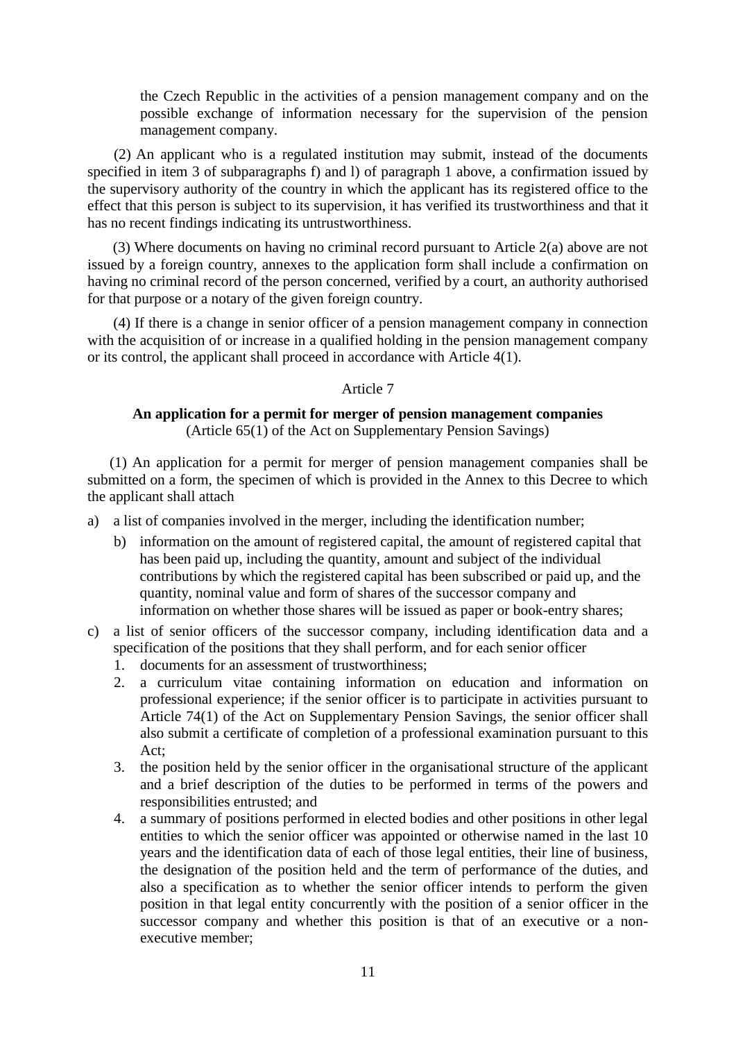the Czech Republic in the activities of a pension management company and on the possible exchange of information necessary for the supervision of the pension management company.

(2) An applicant who is a regulated institution may submit, instead of the documents specified in item 3 of subparagraphs f) and l) of paragraph 1 above, a confirmation issued by the supervisory authority of the country in which the applicant has its registered office to the effect that this person is subject to its supervision, it has verified its trustworthiness and that it has no recent findings indicating its untrustworthiness.

(3) Where documents on having no criminal record pursuant to Article 2(a) above are not issued by a foreign country, annexes to the application form shall include a confirmation on having no criminal record of the person concerned, verified by a court, an authority authorised for that purpose or a notary of the given foreign country.

(4) If there is a change in senior officer of a pension management company in connection with the acquisition of or increase in a qualified holding in the pension management company or its control, the applicant shall proceed in accordance with Article 4(1).

Article 7

**An application for a permit for merger of pension management companies**
(Article 65(1) of the Act on Supplementary Pension Savings)

(1) An application for a permit for merger of pension management companies shall be submitted on a form, the specimen of which is provided in the Annex to this Decree to which the applicant shall attach

a) a list of companies involved in the merger, including the identification number;

b) information on the amount of registered capital, the amount of registered capital that has been paid up, including the quantity, amount and subject of the individual contributions by which the registered capital has been subscribed or paid up, and the quantity, nominal value and form of shares of the successor company and information on whether those shares will be issued as paper or book-entry shares;

c) a list of senior officers of the successor company, including identification data and a specification of the positions that they shall perform, and for each senior officer
   1. documents for an assessment of trustworthiness;
   2. a curriculum vitae containing information on education and information on professional experience; if the senior officer is to participate in activities pursuant to Article 74(1) of the Act on Supplementary Pension Savings, the senior officer shall also submit a certificate of completion of a professional examination pursuant to this Act;
   3. the position held by the senior officer in the organisational structure of the applicant and a brief description of the duties to be performed in terms of the powers and responsibilities entrusted; and
   4. a summary of positions performed in elected bodies and other positions in other legal entities to which the senior officer was appointed or otherwise named in the last 10 years and the identification data of each of those legal entities, their line of business, the designation of the position held and the term of performance of the duties, and also a specification as to whether the senior officer intends to perform the given position in that legal entity concurrently with the position of a senior officer in the successor company and whether this position is that of an executive or a non-executive member;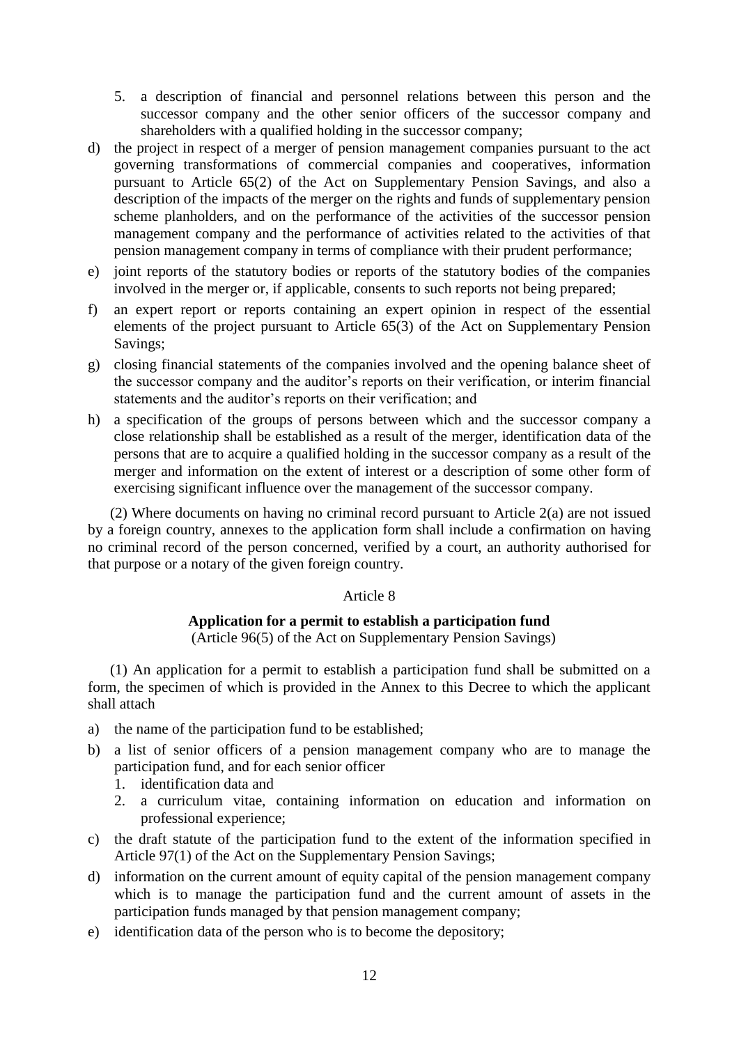5. a description of financial and personnel relations between this person and the successor company and the other senior officers of the successor company and shareholders with a qualified holding in the successor company;

d) the project in respect of a merger of pension management companies pursuant to the act governing transformations of commercial companies and cooperatives, information pursuant to Article 65(2) of the Act on Supplementary Pension Savings, and also a description of the impacts of the merger on the rights and funds of supplementary pension scheme planholders, and on the performance of the activities of the successor pension management company and the performance of activities related to the activities of that pension management company in terms of compliance with their prudent performance;

e) joint reports of the statutory bodies or reports of the statutory bodies of the companies involved in the merger or, if applicable, consents to such reports not being prepared;

f) an expert report or reports containing an expert opinion in respect of the essential elements of the project pursuant to Article 65(3) of the Act on Supplementary Pension Savings;

g) closing financial statements of the companies involved and the opening balance sheet of the successor company and the auditor's reports on their verification, or interim financial statements and the auditor's reports on their verification; and

h) a specification of the groups of persons between which and the successor company a close relationship shall be established as a result of the merger, identification data of the persons that are to acquire a qualified holding in the successor company as a result of the merger and information on the extent of interest or a description of some other form of exercising significant influence over the management of the successor company.

(2) Where documents on having no criminal record pursuant to Article 2(a) are not issued by a foreign country, annexes to the application form shall include a confirmation on having no criminal record of the person concerned, verified by a court, an authority authorised for that purpose or a notary of the given foreign country.

Article 8

**Application for a permit to establish a participation fund**

(Article 96(5) of the Act on Supplementary Pension Savings)

(1) An application for a permit to establish a participation fund shall be submitted on a form, the specimen of which is provided in the Annex to this Decree to which the applicant shall attach

a) the name of the participation fund to be established;

b) a list of senior officers of a pension management company who are to manage the participation fund, and for each senior officer
   1. identification data and
   2. a curriculum vitae, containing information on education and information on professional experience;

c) the draft statute of the participation fund to the extent of the information specified in Article 97(1) of the Act on the Supplementary Pension Savings;

d) information on the current amount of equity capital of the pension management company which is to manage the participation fund and the current amount of assets in the participation funds managed by that pension management company;

e) identification data of the person who is to become the depository;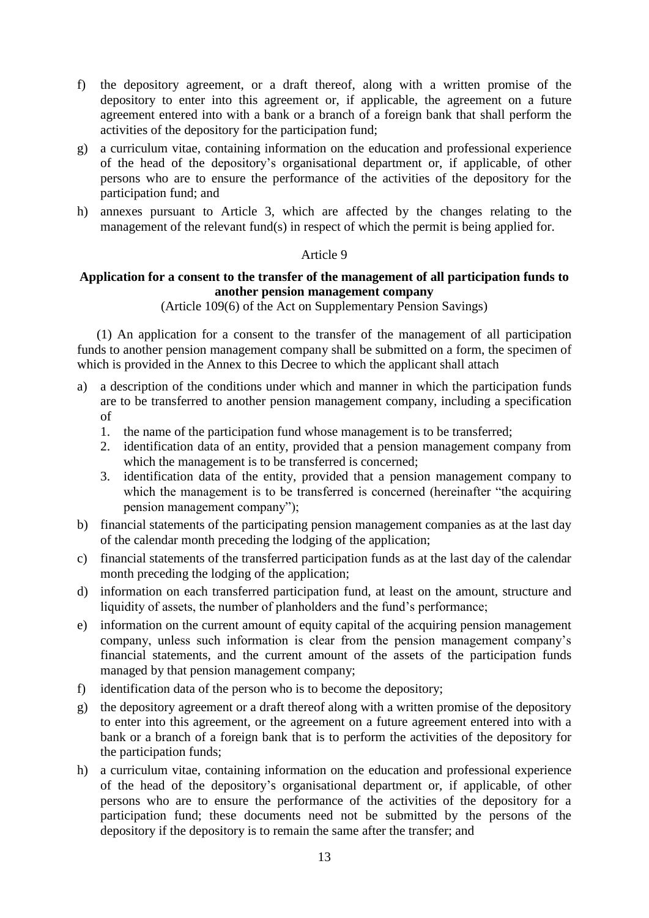f) the depository agreement, or a draft thereof, along with a written promise of the depository to enter into this agreement or, if applicable, the agreement on a future agreement entered into with a bank or a branch of a foreign bank that shall perform the activities of the depository for the participation fund;

g) a curriculum vitae, containing information on the education and professional experience of the head of the depository's organisational department or, if applicable, of other persons who are to ensure the performance of the activities of the depository for the participation fund; and

h) annexes pursuant to Article 3, which are affected by the changes relating to the management of the relevant fund(s) in respect of which the permit is being applied for.

Article 9

**Application for a consent to the transfer of the management of all participation funds to another pension management company**

(Article 109(6) of the Act on Supplementary Pension Savings)

(1) An application for a consent to the transfer of the management of all participation funds to another pension management company shall be submitted on a form, the specimen of which is provided in the Annex to this Decree to which the applicant shall attach

a) a description of the conditions under which and manner in which the participation funds are to be transferred to another pension management company, including a specification of
   1. the name of the participation fund whose management is to be transferred;
   2. identification data of an entity, provided that a pension management company from which the management is to be transferred is concerned;
   3. identification data of the entity, provided that a pension management company to which the management is to be transferred is concerned (hereinafter "the acquiring pension management company");

b) financial statements of the participating pension management companies as at the last day of the calendar month preceding the lodging of the application;

c) financial statements of the transferred participation funds as at the last day of the calendar month preceding the lodging of the application;

d) information on each transferred participation fund, at least on the amount, structure and liquidity of assets, the number of planholders and the fund's performance;

e) information on the current amount of equity capital of the acquiring pension management company, unless such information is clear from the pension management company's financial statements, and the current amount of the assets of the participation funds managed by that pension management company;

f) identification data of the person who is to become the depository;

g) the depository agreement or a draft thereof along with a written promise of the depository to enter into this agreement, or the agreement on a future agreement entered into with a bank or a branch of a foreign bank that is to perform the activities of the depository for the participation funds;

h) a curriculum vitae, containing information on the education and professional experience of the head of the depository's organisational department or, if applicable, of other persons who are to ensure the performance of the activities of the depository for a participation fund; these documents need not be submitted by the persons of the depository if the depository is to remain the same after the transfer; and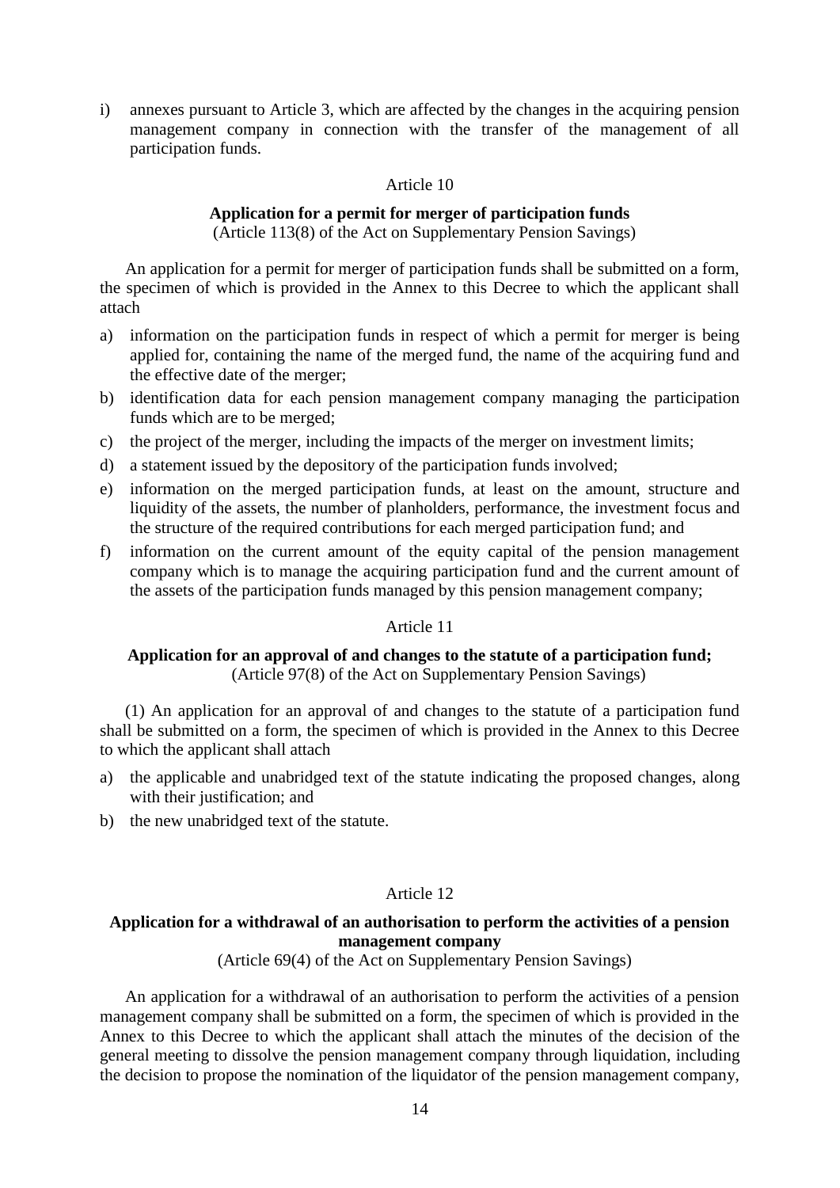i) annexes pursuant to Article 3, which are affected by the changes in the acquiring pension management company in connection with the transfer of the management of all participation funds.

Article 10

**Application for a permit for merger of participation funds**
(Article 113(8) of the Act on Supplementary Pension Savings)

An application for a permit for merger of participation funds shall be submitted on a form, the specimen of which is provided in the Annex to this Decree to which the applicant shall attach

a) information on the participation funds in respect of which a permit for merger is being applied for, containing the name of the merged fund, the name of the acquiring fund and the effective date of the merger;
b) identification data for each pension management company managing the participation funds which are to be merged;
c) the project of the merger, including the impacts of the merger on investment limits;
d) a statement issued by the depository of the participation funds involved;
e) information on the merged participation funds, at least on the amount, structure and liquidity of the assets, the number of planholders, performance, the investment focus and the structure of the required contributions for each merged participation fund; and
f) information on the current amount of the equity capital of the pension management company which is to manage the acquiring participation fund and the current amount of the assets of the participation funds managed by this pension management company;

Article 11

**Application for an approval of and changes to the statute of a participation fund;**
(Article 97(8) of the Act on Supplementary Pension Savings)

(1) An application for an approval of and changes to the statute of a participation fund shall be submitted on a form, the specimen of which is provided in the Annex to this Decree to which the applicant shall attach

a) the applicable and unabridged text of the statute indicating the proposed changes, along with their justification; and
b) the new unabridged text of the statute.

Article 12

**Application for a withdrawal of an authorisation to perform the activities of a pension management company**
(Article 69(4) of the Act on Supplementary Pension Savings)

An application for a withdrawal of an authorisation to perform the activities of a pension management company shall be submitted on a form, the specimen of which is provided in the Annex to this Decree to which the applicant shall attach the minutes of the decision of the general meeting to dissolve the pension management company through liquidation, including the decision to propose the nomination of the liquidator of the pension management company,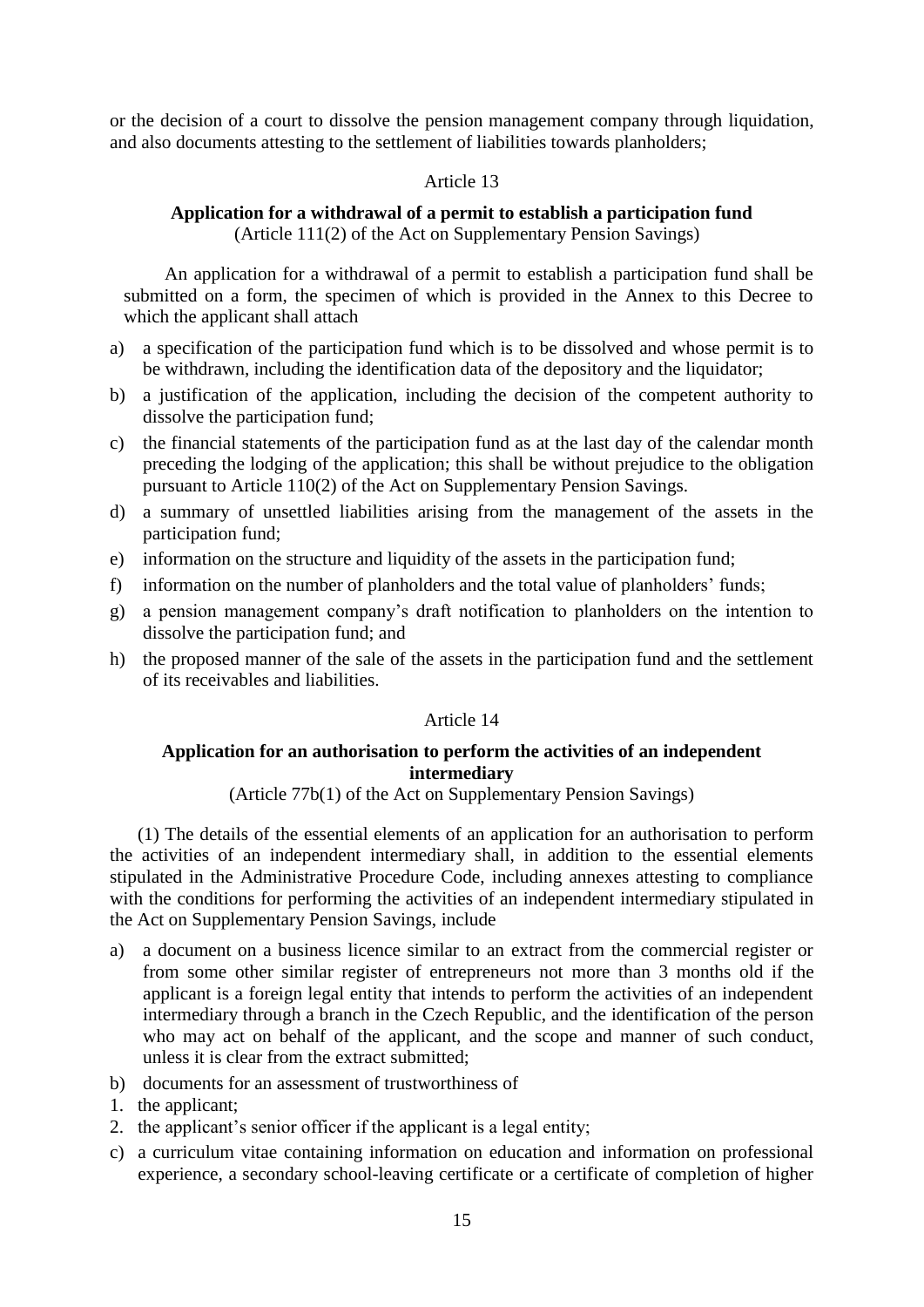or the decision of a court to dissolve the pension management company through liquidation, and also documents attesting to the settlement of liabilities towards planholders;

Article 13

**Application for a withdrawal of a permit to establish a participation fund**
(Article 111(2) of the Act on Supplementary Pension Savings)

An application for a withdrawal of a permit to establish a participation fund shall be submitted on a form, the specimen of which is provided in the Annex to this Decree to which the applicant shall attach

a) a specification of the participation fund which is to be dissolved and whose permit is to be withdrawn, including the identification data of the depository and the liquidator;
b) a justification of the application, including the decision of the competent authority to dissolve the participation fund;
c) the financial statements of the participation fund as at the last day of the calendar month preceding the lodging of the application; this shall be without prejudice to the obligation pursuant to Article 110(2) of the Act on Supplementary Pension Savings.
d) a summary of unsettled liabilities arising from the management of the assets in the participation fund;
e) information on the structure and liquidity of the assets in the participation fund;
f) information on the number of planholders and the total value of planholders' funds;
g) a pension management company's draft notification to planholders on the intention to dissolve the participation fund; and
h) the proposed manner of the sale of the assets in the participation fund and the settlement of its receivables and liabilities.

Article 14

**Application for an authorisation to perform the activities of an independent intermediary**
(Article 77b(1) of the Act on Supplementary Pension Savings)

(1) The details of the essential elements of an application for an authorisation to perform the activities of an independent intermediary shall, in addition to the essential elements stipulated in the Administrative Procedure Code, including annexes attesting to compliance with the conditions for performing the activities of an independent intermediary stipulated in the Act on Supplementary Pension Savings, include

a) a document on a business licence similar to an extract from the commercial register or from some other similar register of entrepreneurs not more than 3 months old if the applicant is a foreign legal entity that intends to perform the activities of an independent intermediary through a branch in the Czech Republic, and the identification of the person who may act on behalf of the applicant, and the scope and manner of such conduct, unless it is clear from the extract submitted;
b) documents for an assessment of trustworthiness of
1. the applicant;
2. the applicant's senior officer if the applicant is a legal entity;
c) a curriculum vitae containing information on education and information on professional experience, a secondary school-leaving certificate or a certificate of completion of higher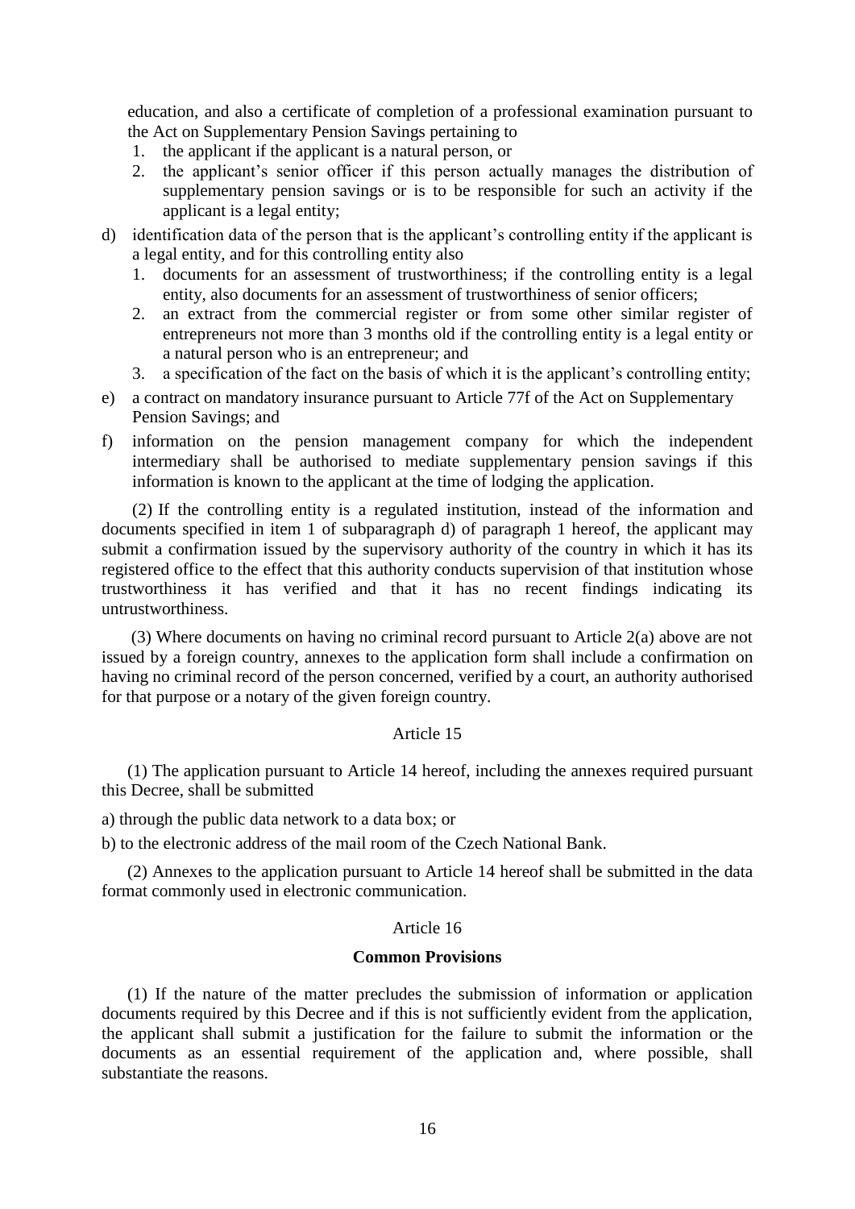education, and also a certificate of completion of a professional examination pursuant to the Act on Supplementary Pension Savings pertaining to

1. the applicant if the applicant is a natural person, or
2. the applicant's senior officer if this person actually manages the distribution of supplementary pension savings or is to be responsible for such an activity if the applicant is a legal entity;

d) identification data of the person that is the applicant's controlling entity if the applicant is a legal entity, and for this controlling entity also

1. documents for an assessment of trustworthiness; if the controlling entity is a legal entity, also documents for an assessment of trustworthiness of senior officers;
2. an extract from the commercial register or from some other similar register of entrepreneurs not more than 3 months old if the controlling entity is a legal entity or a natural person who is an entrepreneur; and
3. a specification of the fact on the basis of which it is the applicant's controlling entity;

e) a contract on mandatory insurance pursuant to Article 77f of the Act on Supplementary Pension Savings; and

f) information on the pension management company for which the independent intermediary shall be authorised to mediate supplementary pension savings if this information is known to the applicant at the time of lodging the application.

(2) If the controlling entity is a regulated institution, instead of the information and documents specified in item 1 of subparagraph d) of paragraph 1 hereof, the applicant may submit a confirmation issued by the supervisory authority of the country in which it has its registered office to the effect that this authority conducts supervision of that institution whose trustworthiness it has verified and that it has no recent findings indicating its untrustworthiness.

(3) Where documents on having no criminal record pursuant to Article 2(a) above are not issued by a foreign country, annexes to the application form shall include a confirmation on having no criminal record of the person concerned, verified by a court, an authority authorised for that purpose or a notary of the given foreign country.

Article 15

(1) The application pursuant to Article 14 hereof, including the annexes required pursuant this Decree, shall be submitted

a) through the public data network to a data box; or

b) to the electronic address of the mail room of the Czech National Bank.

(2) Annexes to the application pursuant to Article 14 hereof shall be submitted in the data format commonly used in electronic communication.

Article 16

**Common Provisions**

(1) If the nature of the matter precludes the submission of information or application documents required by this Decree and if this is not sufficiently evident from the application, the applicant shall submit a justification for the failure to submit the information or the documents as an essential requirement of the application and, where possible, shall substantiate the reasons.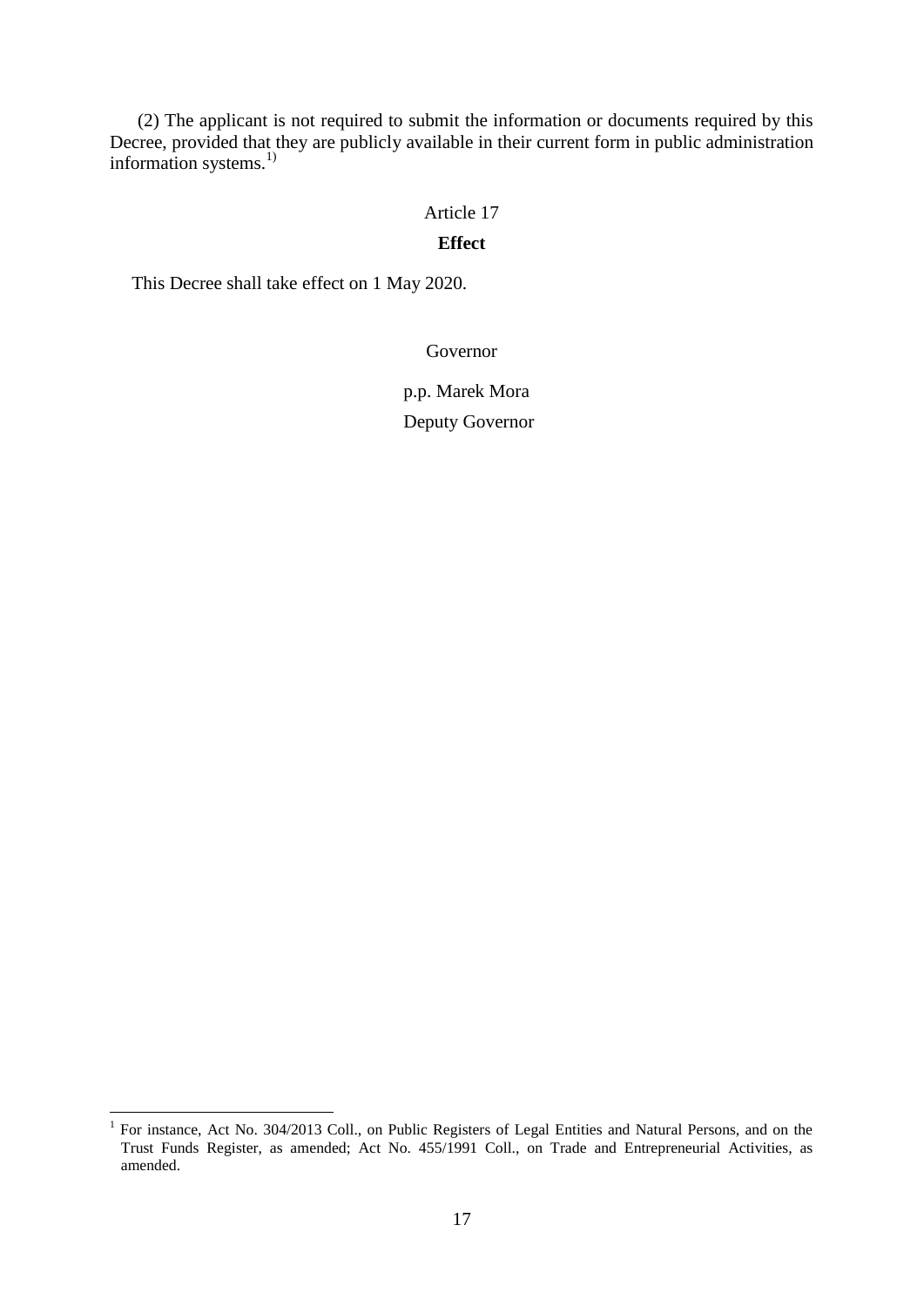(2) The applicant is not required to submit the information or documents required by this Decree, provided that they are publicly available in their current form in public administration information systems.[1)]

Article 17

**Effect**

This Decree shall take effect on 1 May 2020.

Governor

p.p. Marek Mora

Deputy Governor

---

[1] For instance, Act No. 304/2013 Coll., on Public Registers of Legal Entities and Natural Persons, and on the Trust Funds Register, as amended; Act No. 455/1991 Coll., on Trade and Entrepreneurial Activities, as amended.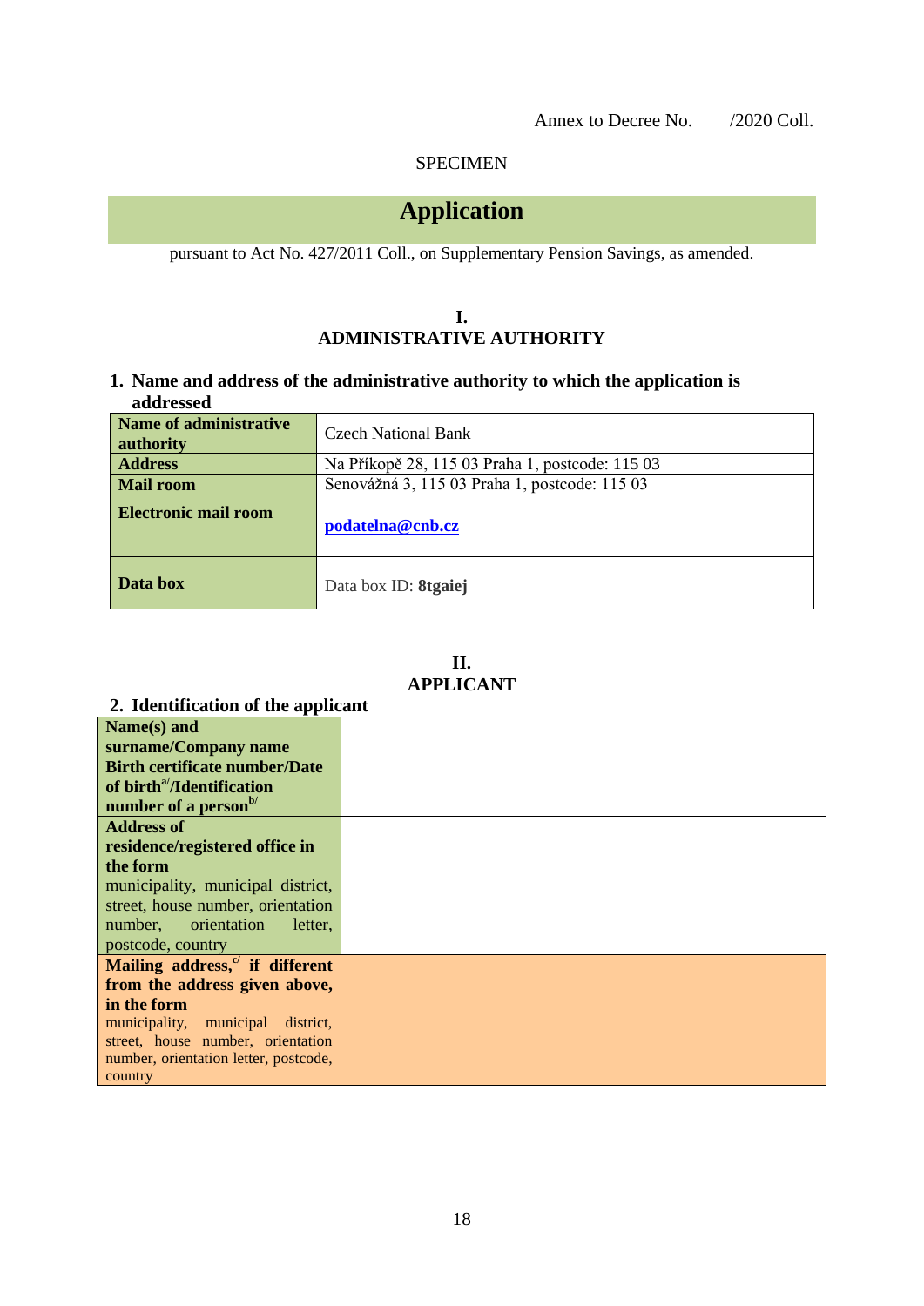Annex to Decree No. /2020 Coll.

SPECIMEN

# Application

pursuant to Act No. 427/2011 Coll., on Supplementary Pension Savings, as amended.

## I.
## ADMINISTRATIVE AUTHORITY

### 1. Name and address of the administrative authority to which the application is addressed

| | |
|---|---|
| **Name of administrative authority** | Czech National Bank |
| **Address** | Na Příkopě 28, 115 03 Praha 1, postcode: 115 03 |
| **Mail room** | Senovážná 3, 115 03 Praha 1, postcode: 115 03 |
| **Electronic mail room** | **podatelna@cnb.cz** |
| **Data box** | Data box ID: **8tgaiej** |

## II.
## APPLICANT

### 2. Identification of the applicant

| | |
|---|---|
| **Name(s) and surname/Company name** | |
| **Birth certificate number/Date of birth**[a/]**/Identification number of a person**[b/] | |
| **Address of residence/registered office in the form** municipality, municipal district, street, house number, orientation number, orientation letter, postcode, country | |
| **Mailing address,**[c/] **if different from the address given above, in the form** municipality, municipal district, street, house number, orientation number, orientation letter, postcode, country | |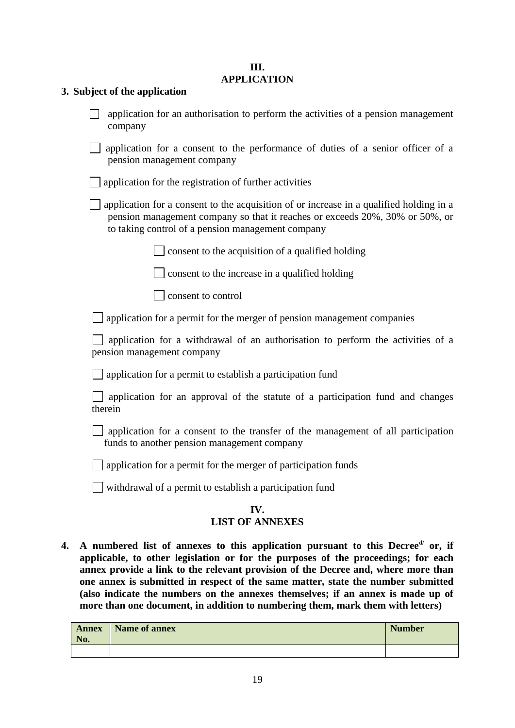## III.
## APPLICATION

**3. Subject of the application**

- ☐ application for an authorisation to perform the activities of a pension management company
- ☐ application for a consent to the performance of duties of a senior officer of a pension management company
- ☐ application for the registration of further activities
- ☐ application for a consent to the acquisition of or increase in a qualified holding in a pension management company so that it reaches or exceeds 20%, 30% or 50%, or to taking control of a pension management company
  - ☐ consent to the acquisition of a qualified holding
  - ☐ consent to the increase in a qualified holding
  - ☐ consent to control
- ☐ application for a permit for the merger of pension management companies
- ☐ application for a withdrawal of an authorisation to perform the activities of a pension management company
- ☐ application for a permit to establish a participation fund
- ☐ application for an approval of the statute of a participation fund and changes therein
- ☐ application for a consent to the transfer of the management of all participation funds to another pension management company
- ☐ application for a permit for the merger of participation funds
- ☐ withdrawal of a permit to establish a participation fund

## IV.
## LIST OF ANNEXES

**4. A numbered list of annexes to this application pursuant to this Decree[d/] or, if applicable, to other legislation or for the purposes of the proceedings; for each annex provide a link to the relevant provision of the Decree and, where more than one annex is submitted in respect of the same matter, state the number submitted (also indicate the numbers on the annexes themselves; if an annex is made up of more than one document, in addition to numbering them, mark them with letters)**

| Annex No. | Name of annex | Number |
|---|---|---|
| | | |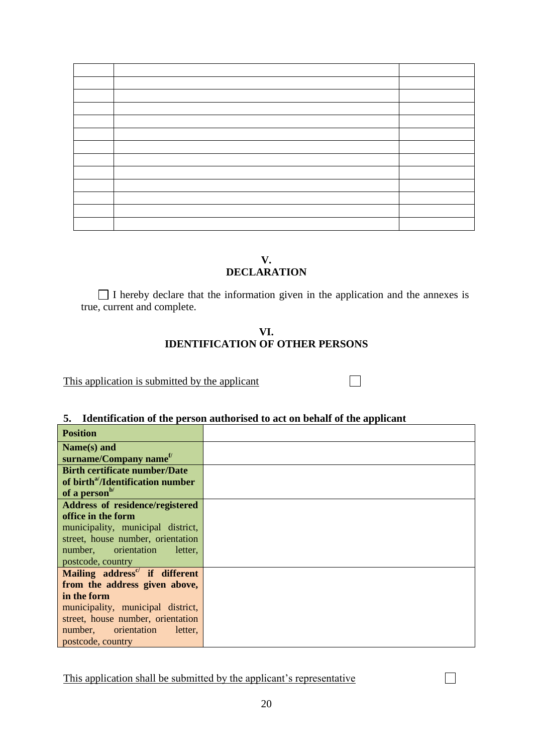| | | |
|---|---|---|
| | | |
| | | |
| | | |
| | | |
| | | |
| | | |
| | | |
| | | |
| | | |
| | | |
| | | |
| | | |

## V.
## DECLARATION

☐ I hereby declare that the information given in the application and the annexes is true, current and complete.

## VI.
## IDENTIFICATION OF OTHER PERSONS

This application is submitted by the applicant ☐

### 5. Identification of the person authorised to act on behalf of the applicant

| **Position** | |
|---|---|
| **Name(s) and surname/Company name**[f/] | |
| **Birth certificate number/Date of birth**[a/]**/Identification number of a person**[b/] | |
| **Address of residence/registered office in the form** municipality, municipal district, street, house number, orientation number, orientation letter, postcode, country | |
| **Mailing address**[c/] **if different from the address given above, in the form** municipality, municipal district, street, house number, orientation number, orientation letter, postcode, country | |

This application shall be submitted by the applicant's representative ☐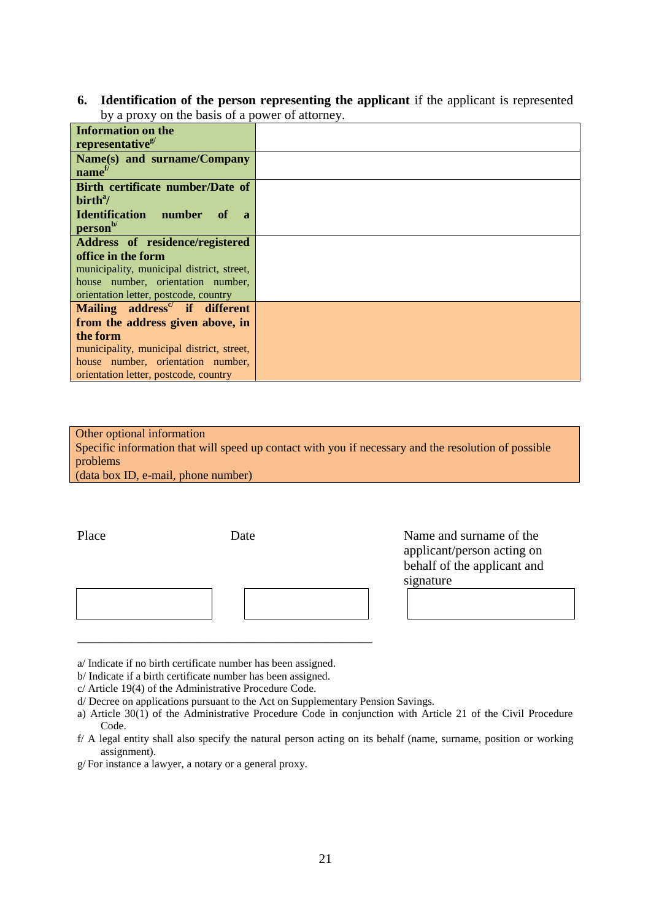**6. Identification of the person representing the applicant** if the applicant is represented by a proxy on the basis of a power of attorney.

| | |
|---|---|
| **Information on the representative**[g/] | |
| **Name(s) and surname/Company name**[f/] | |
| **Birth certificate number/Date of birth**[a]/ **Identification number of a person**[b/] | |
| **Address of residence/registered office in the form** municipality, municipal district, street, house number, orientation number, orientation letter, postcode, country | |
| **Mailing address**[c/] **if different from the address given above, in the form** municipality, municipal district, street, house number, orientation number, orientation letter, postcode, country | |

| |
|---|
| Other optional information<br>Specific information that will speed up contact with you if necessary and the resolution of possible problems<br>(data box ID, e-mail, phone number) |

| Place | Date | Name and surname of the applicant/person acting on behalf of the applicant and signature |
|---|---|---|
| | | |

---

a/ Indicate if no birth certificate number has been assigned.

b/ Indicate if a birth certificate number has been assigned.

c/ Article 19(4) of the Administrative Procedure Code.

d/ Decree on applications pursuant to the Act on Supplementary Pension Savings.

a) Article 30(1) of the Administrative Procedure Code in conjunction with Article 21 of the Civil Procedure Code.

f/ A legal entity shall also specify the natural person acting on its behalf (name, surname, position or working assignment).

g/ For instance a lawyer, a notary or a general proxy.